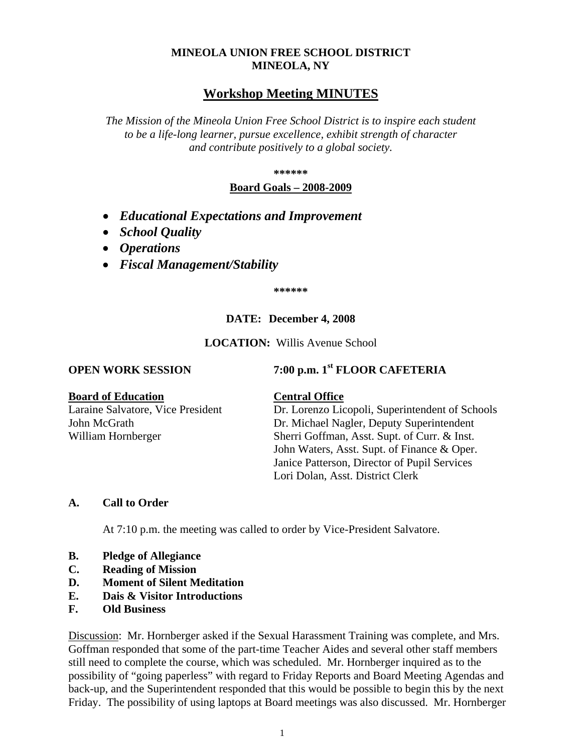**MINEOLA UNION FREE SCHOOL DISTRICT**
**MINEOLA, NY**

# Workshop Meeting MINUTES

*The Mission of the Mineola Union Free School District is to inspire each student to be a life-long learner, pursue excellence, exhibit strength of character and contribute positively to a global society.*

**\*\*\*\*\*\***

**Board Goals – 2008-2009**

- ***Educational Expectations and Improvement***
- ***School Quality***
- ***Operations***
- ***Fiscal Management/Stability***

**\*\*\*\*\*\***

**DATE: December 4, 2008**

**LOCATION:** Willis Avenue School

**OPEN WORK SESSION** **7:00 p.m. 1st FLOOR CAFETERIA**

**Board of Education**
Laraine Salvatore, Vice President
John McGrath
William Hornberger

**Central Office**
Dr. Lorenzo Licopoli, Superintendent of Schools
Dr. Michael Nagler, Deputy Superintendent
Sherri Goffman, Asst. Supt. of Curr. & Inst.
John Waters, Asst. Supt. of Finance & Oper.
Janice Patterson, Director of Pupil Services
Lori Dolan, Asst. District Clerk

**A. Call to Order**

At 7:10 p.m. the meeting was called to order by Vice-President Salvatore.

**B. Pledge of Allegiance**
**C. Reading of Mission**
**D. Moment of Silent Meditation**
**E. Dais & Visitor Introductions**
**F. Old Business**

Discussion: Mr. Hornberger asked if the Sexual Harassment Training was complete, and Mrs. Goffman responded that some of the part-time Teacher Aides and several other staff members still need to complete the course, which was scheduled. Mr. Hornberger inquired as to the possibility of "going paperless" with regard to Friday Reports and Board Meeting Agendas and back-up, and the Superintendent responded that this would be possible to begin this by the next Friday. The possibility of using laptops at Board meetings was also discussed. Mr. Hornberger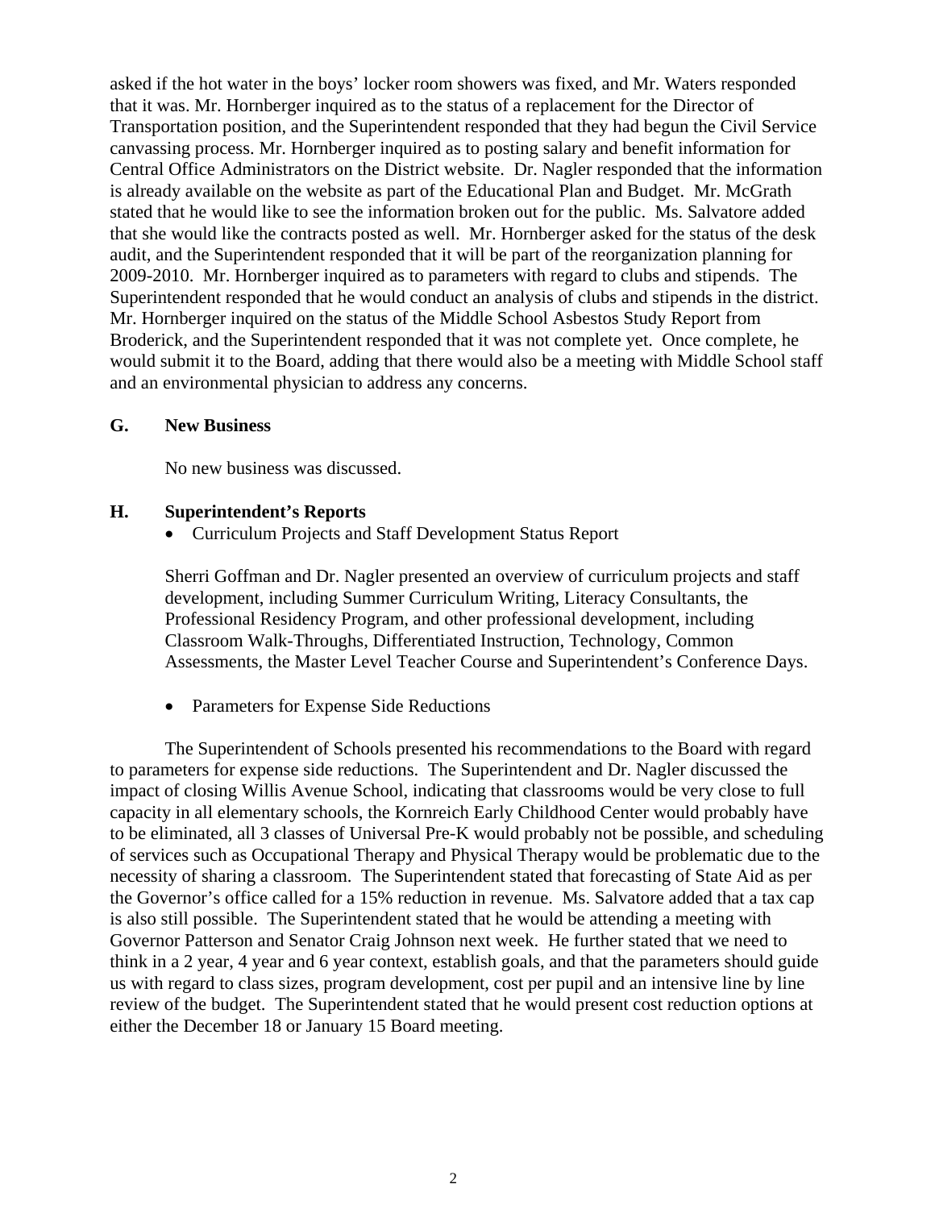asked if the hot water in the boys' locker room showers was fixed, and Mr. Waters responded that it was. Mr. Hornberger inquired as to the status of a replacement for the Director of Transportation position, and the Superintendent responded that they had begun the Civil Service canvassing process. Mr. Hornberger inquired as to posting salary and benefit information for Central Office Administrators on the District website. Dr. Nagler responded that the information is already available on the website as part of the Educational Plan and Budget. Mr. McGrath stated that he would like to see the information broken out for the public. Ms. Salvatore added that she would like the contracts posted as well. Mr. Hornberger asked for the status of the desk audit, and the Superintendent responded that it will be part of the reorganization planning for 2009-2010. Mr. Hornberger inquired as to parameters with regard to clubs and stipends. The Superintendent responded that he would conduct an analysis of clubs and stipends in the district. Mr. Hornberger inquired on the status of the Middle School Asbestos Study Report from Broderick, and the Superintendent responded that it was not complete yet. Once complete, he would submit it to the Board, adding that there would also be a meeting with Middle School staff and an environmental physician to address any concerns.

**G. New Business**

No new business was discussed.

**H. Superintendent's Reports**

- Curriculum Projects and Staff Development Status Report

Sherri Goffman and Dr. Nagler presented an overview of curriculum projects and staff development, including Summer Curriculum Writing, Literacy Consultants, the Professional Residency Program, and other professional development, including Classroom Walk-Throughs, Differentiated Instruction, Technology, Common Assessments, the Master Level Teacher Course and Superintendent's Conference Days.

- Parameters for Expense Side Reductions

The Superintendent of Schools presented his recommendations to the Board with regard to parameters for expense side reductions. The Superintendent and Dr. Nagler discussed the impact of closing Willis Avenue School, indicating that classrooms would be very close to full capacity in all elementary schools, the Kornreich Early Childhood Center would probably have to be eliminated, all 3 classes of Universal Pre-K would probably not be possible, and scheduling of services such as Occupational Therapy and Physical Therapy would be problematic due to the necessity of sharing a classroom. The Superintendent stated that forecasting of State Aid as per the Governor's office called for a 15% reduction in revenue. Ms. Salvatore added that a tax cap is also still possible. The Superintendent stated that he would be attending a meeting with Governor Patterson and Senator Craig Johnson next week. He further stated that we need to think in a 2 year, 4 year and 6 year context, establish goals, and that the parameters should guide us with regard to class sizes, program development, cost per pupil and an intensive line by line review of the budget. The Superintendent stated that he would present cost reduction options at either the December 18 or January 15 Board meeting.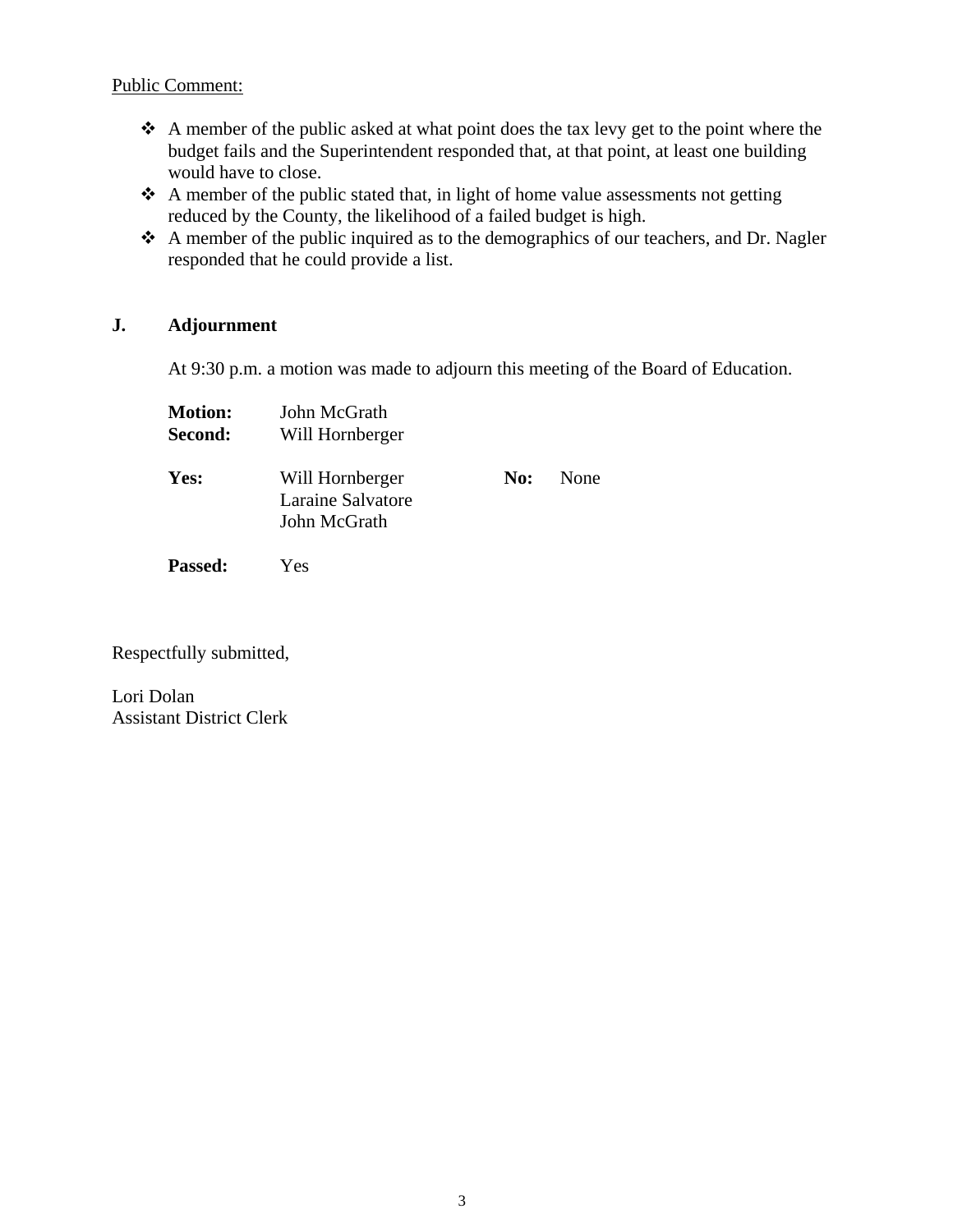Public Comment:

- A member of the public asked at what point does the tax levy get to the point where the budget fails and the Superintendent responded that, at that point, at least one building would have to close.
- A member of the public stated that, in light of home value assessments not getting reduced by the County, the likelihood of a failed budget is high.
- A member of the public inquired as to the demographics of our teachers, and Dr. Nagler responded that he could provide a list.

## J. Adjournment

At 9:30 p.m. a motion was made to adjourn this meeting of the Board of Education.

**Motion:** John McGrath
**Second:** Will Hornberger

**Yes:** Will Hornberger, Laraine Salvatore, John McGrath
**No:** None

**Passed:** Yes

Respectfully submitted,

Lori Dolan
Assistant District Clerk